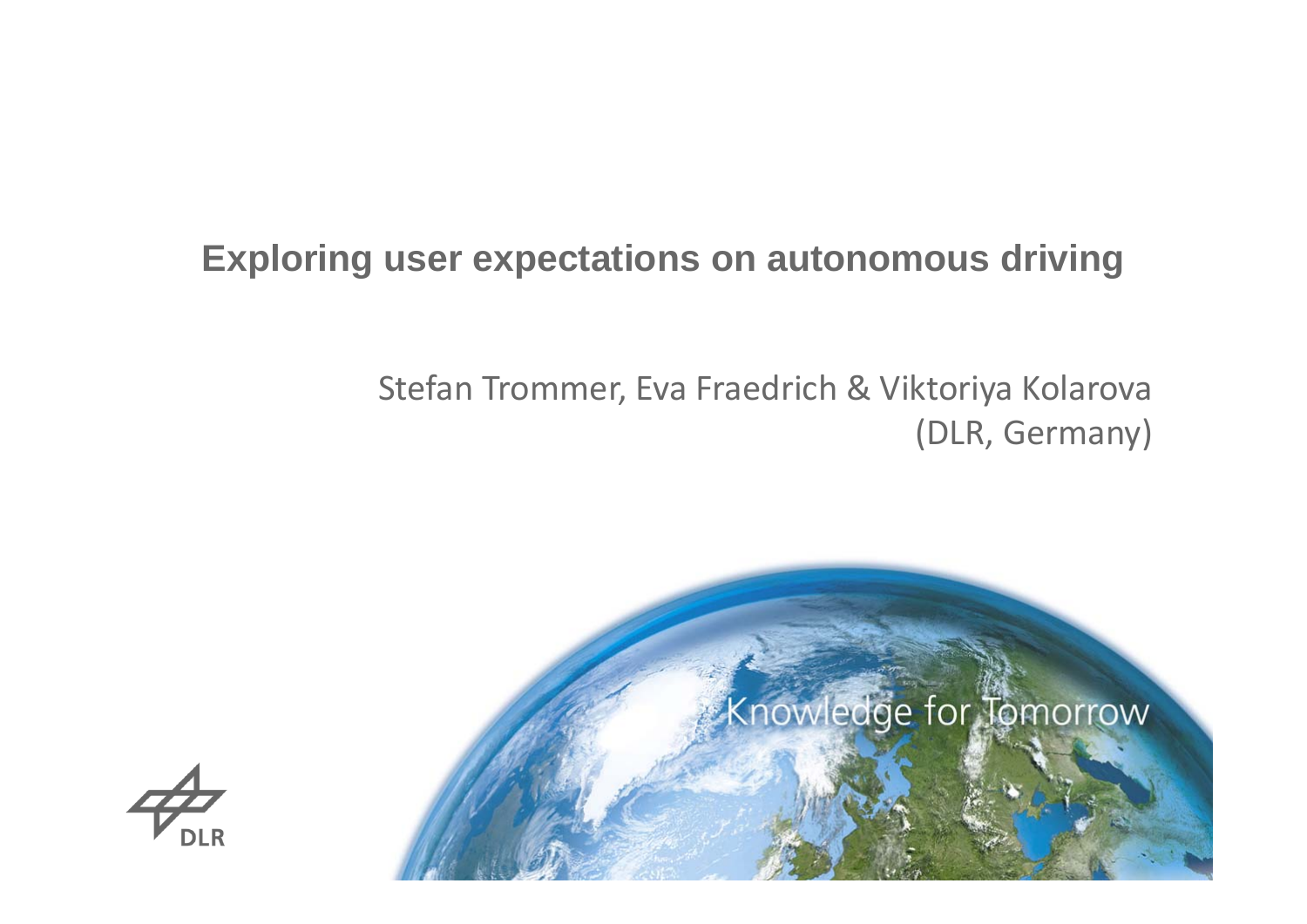# Exploring user expectations on autonomous driving

Stefan Trommer, Eva Fraedrich & Viktoriya Kolarova
(DLR, Germany)

Knowledge for Tomorrow

DLR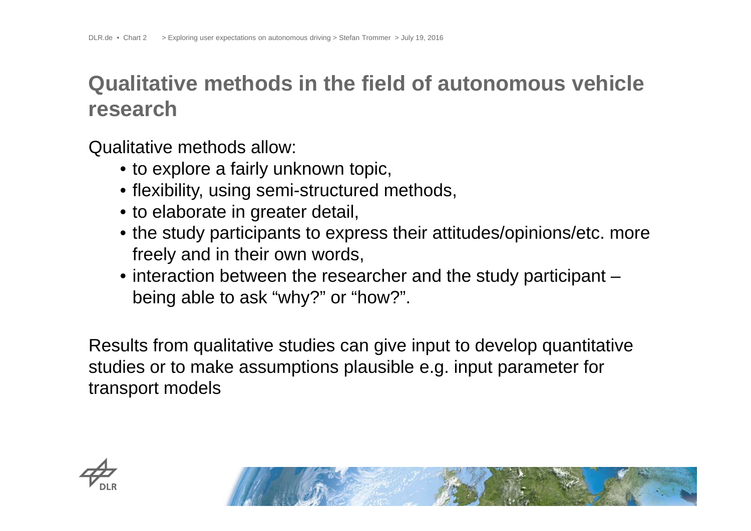# Qualitative methods in the field of autonomous vehicle research

Qualitative methods allow:

- to explore a fairly unknown topic,
- flexibility, using semi-structured methods,
- to elaborate in greater detail,
- the study participants to express their attitudes/opinions/etc. more freely and in their own words,
- interaction between the researcher and the study participant – being able to ask "why?" or "how?".

Results from qualitative studies can give input to develop quantitative studies or to make assumptions plausible e.g. input parameter for transport models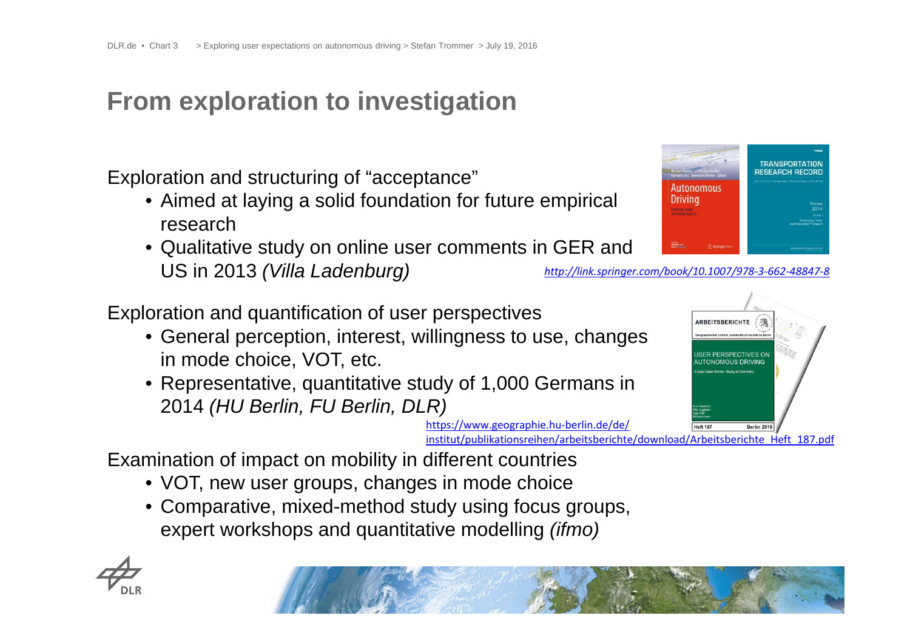# From exploration to investigation

Exploration and structuring of "acceptance"

- Aimed at laying a solid foundation for future empirical research
- Qualitative study on online user comments in GER and US in 2013 *(Villa Ladenburg)*

*http://link.springer.com/book/10.1007/978-3-662-48847-8*

Exploration and quantification of user perspectives

- General perception, interest, willingness to use, changes in mode choice, VOT, etc.
- Representative, quantitative study of 1,000 Germans in 2014 *(HU Berlin, FU Berlin, DLR)*

https://www.geographie.hu-berlin.de/de/institut/publikationsreihen/arbeitsberichte/download/Arbeitsberichte_Heft_187.pdf

Examination of impact on mobility in different countries

- VOT, new user groups, changes in mode choice
- Comparative, mixed-method study using focus groups, expert workshops and quantitative modelling *(ifmo)*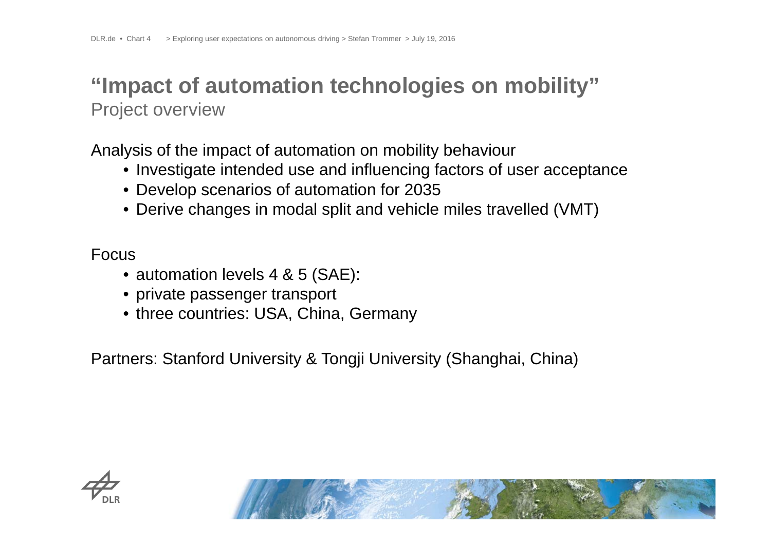# "Impact of automation technologies on mobility"

## Project overview

Analysis of the impact of automation on mobility behaviour

- Investigate intended use and influencing factors of user acceptance
- Develop scenarios of automation for 2035
- Derive changes in modal split and vehicle miles travelled (VMT)

Focus

- automation levels 4 & 5 (SAE):
- private passenger transport
- three countries: USA, China, Germany

Partners: Stanford University & Tongji University (Shanghai, China)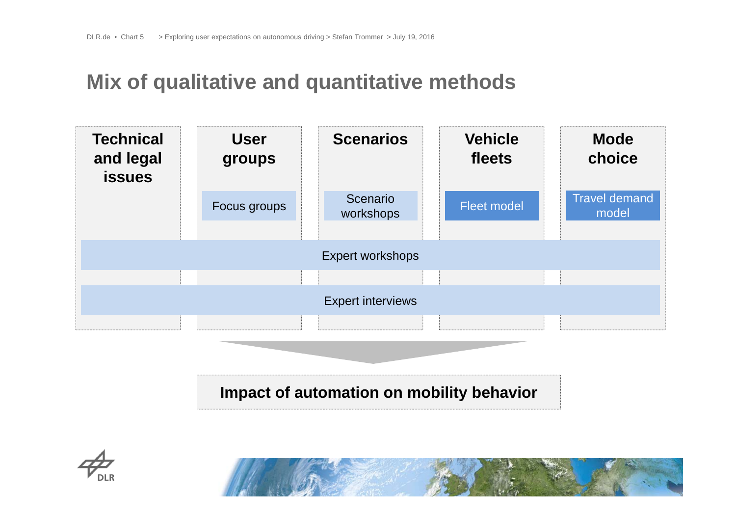# Mix of qualitative and quantitative methods

| Technical and legal issues | User groups | Scenarios | Vehicle fleets | Mode choice |
|---|---|---|---|---|
| | Focus groups | Scenario workshops | Fleet model | Travel demand model |

Expert workshops

Expert interviews

**Impact of automation on mobility behavior**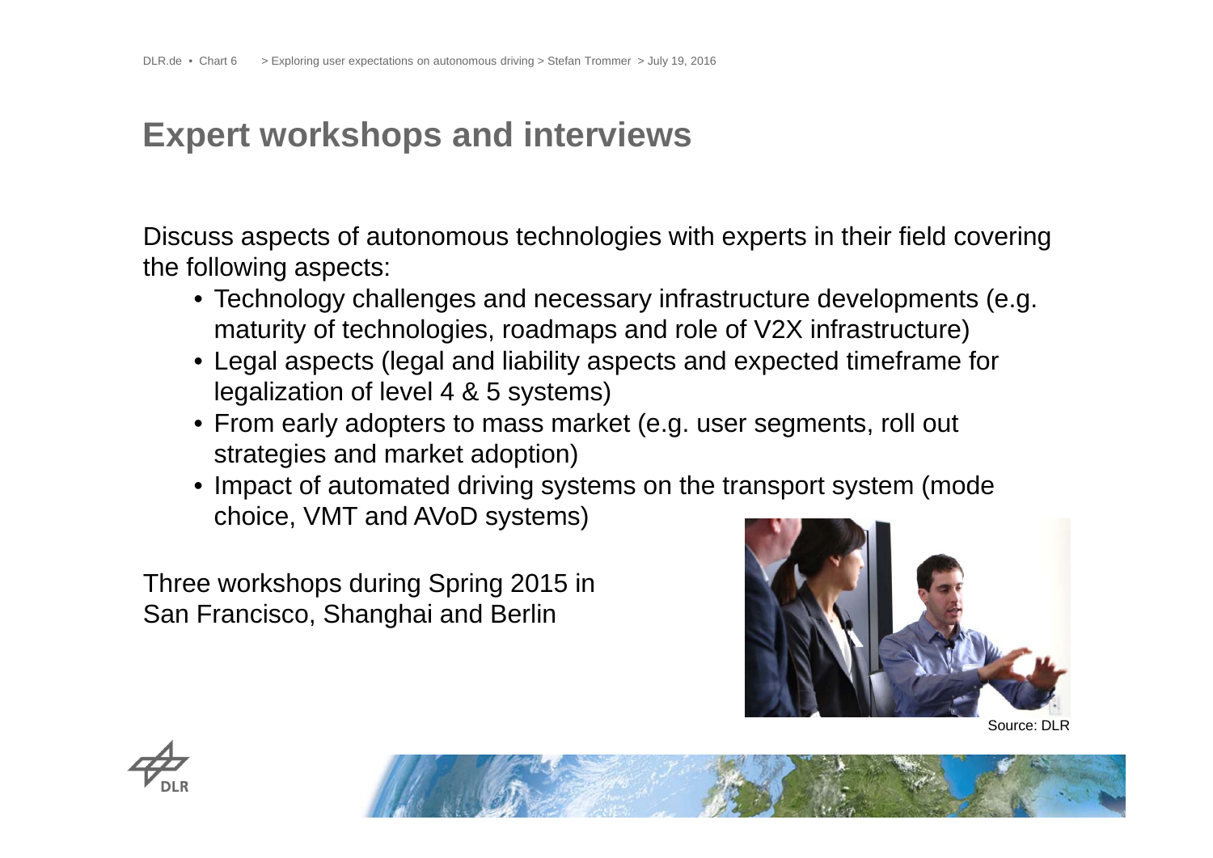# Expert workshops and interviews

Discuss aspects of autonomous technologies with experts in their field covering the following aspects:

- Technology challenges and necessary infrastructure developments (e.g. maturity of technologies, roadmaps and role of V2X infrastructure)
- Legal aspects (legal and liability aspects and expected timeframe for legalization of level 4 & 5 systems)
- From early adopters to mass market (e.g. user segments, roll out strategies and market adoption)
- Impact of automated driving systems on the transport system (mode choice, VMT and AVoD systems)

Three workshops during Spring 2015 in San Francisco, Shanghai and Berlin

Source: DLR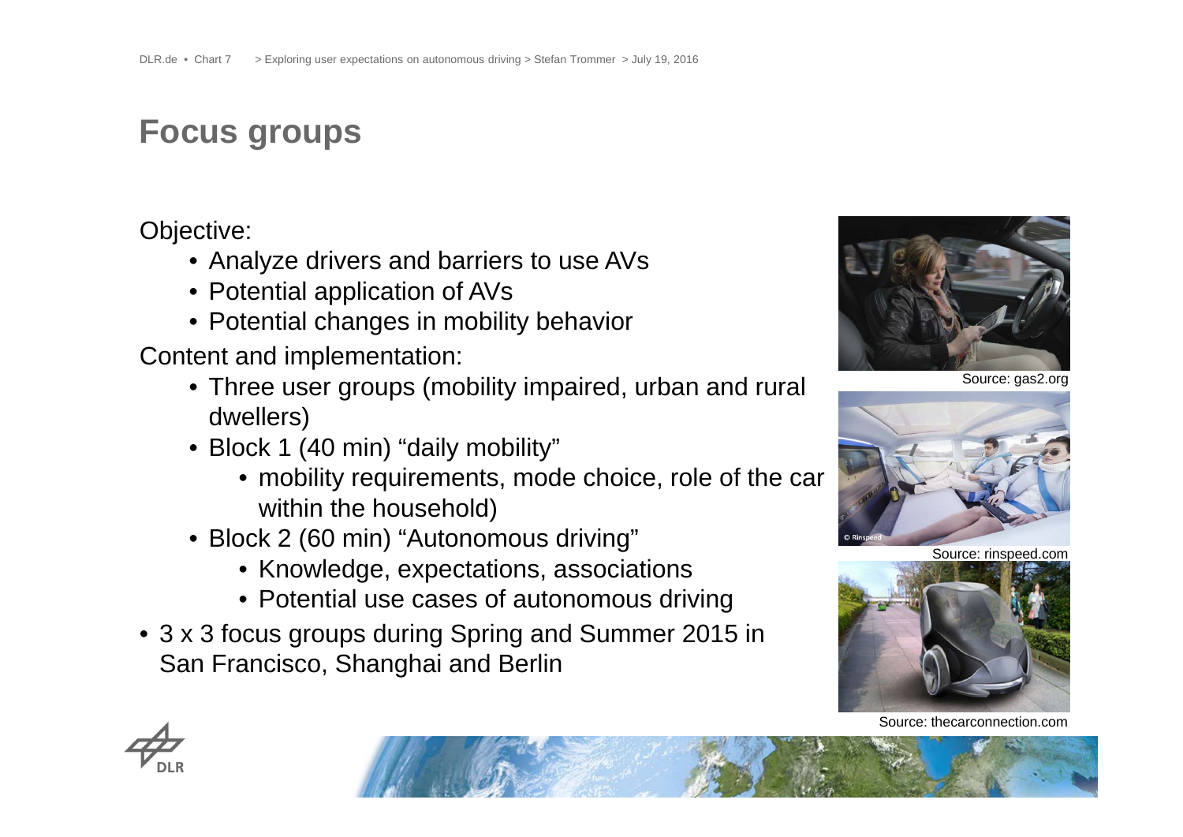# Focus groups

Objective:

- Analyze drivers and barriers to use AVs
- Potential application of AVs
- Potential changes in mobility behavior

Content and implementation:

- Three user groups (mobility impaired, urban and rural dwellers)
- Block 1 (40 min) "daily mobility"
    - mobility requirements, mode choice, role of the car within the household)
- Block 2 (60 min) "Autonomous driving"
    - Knowledge, expectations, associations
    - Potential use cases of autonomous driving

- 3 x 3 focus groups during Spring and Summer 2015 in San Francisco, Shanghai and Berlin

Source: gas2.org

Source: rinspeed.com

Source: thecarconnection.com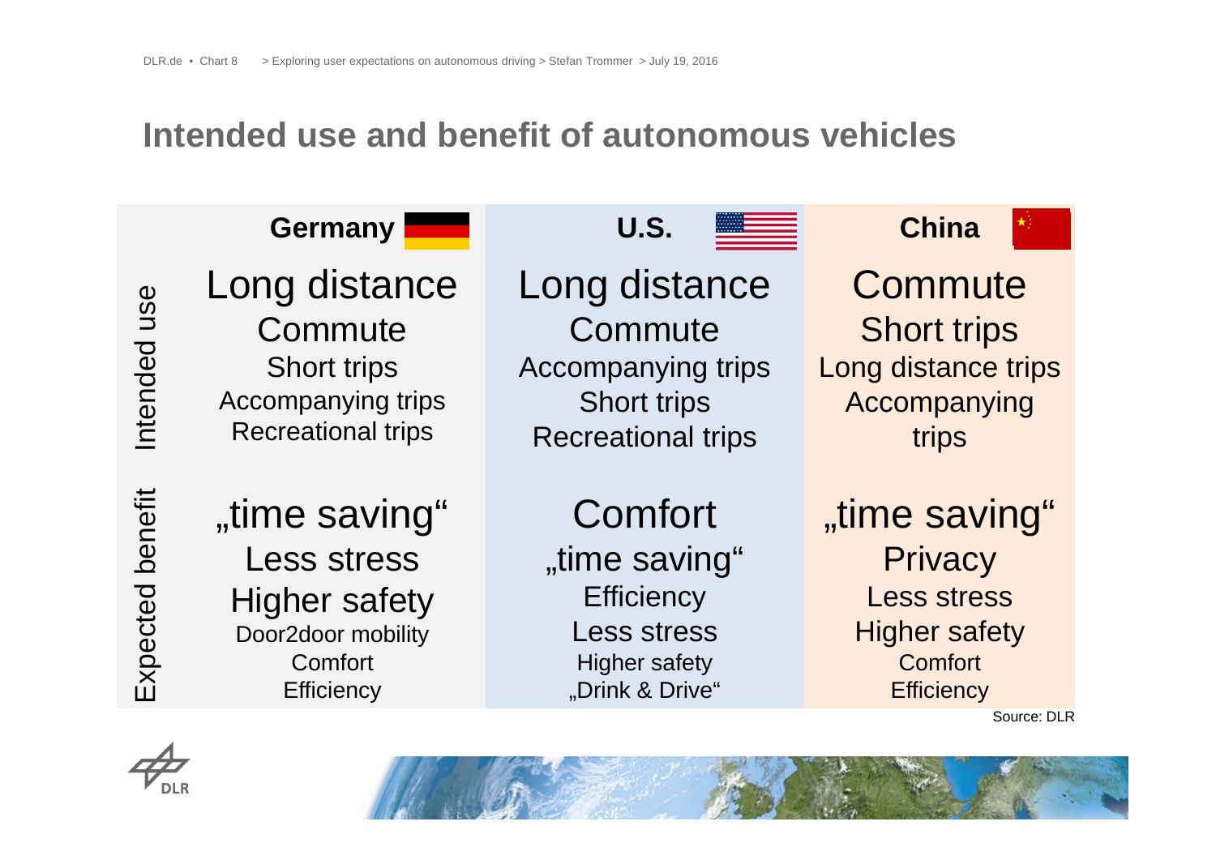# Intended use and benefit of autonomous vehicles

| | Germany | U.S. | China |
|---|---|---|---|
| Intended use | Long distance<br>Commute<br>Short trips<br>Accompanying trips<br>Recreational trips | Long distance<br>Commute<br>Accompanying trips<br>Short trips<br>Recreational trips | Commute<br>Short trips<br>Long distance trips<br>Accompanying trips |
| Expected benefit | „time saving“<br>Less stress<br>Higher safety<br>Door2door mobility<br>Comfort<br>Efficiency | Comfort<br>„time saving“<br>Efficiency<br>Less stress<br>Higher safety<br>„Drink & Drive“ | „time saving“<br>Privacy<br>Less stress<br>Higher safety<br>Comfort<br>Efficiency |

Source: DLR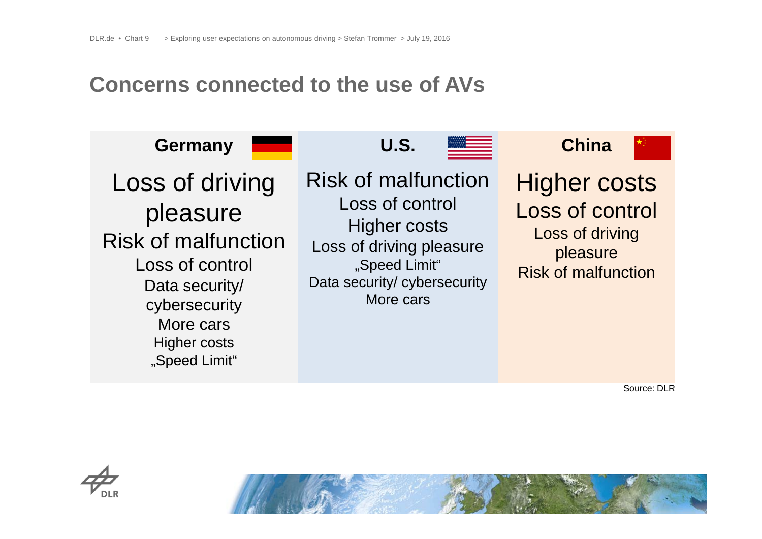# Concerns connected to the use of AVs

| Germany | U.S. | China |
| --- | --- | --- |
| Loss of driving pleasure | Risk of malfunction | Higher costs |
| Risk of malfunction | Loss of control | Loss of control |
| Loss of control | Higher costs | Loss of driving pleasure |
| Data security/ cybersecurity | Loss of driving pleasure | Risk of malfunction |
| More cars | „Speed Limit“ | |
| Higher costs | Data security/ cybersecurity | |
| „Speed Limit“ | More cars | |

Source: DLR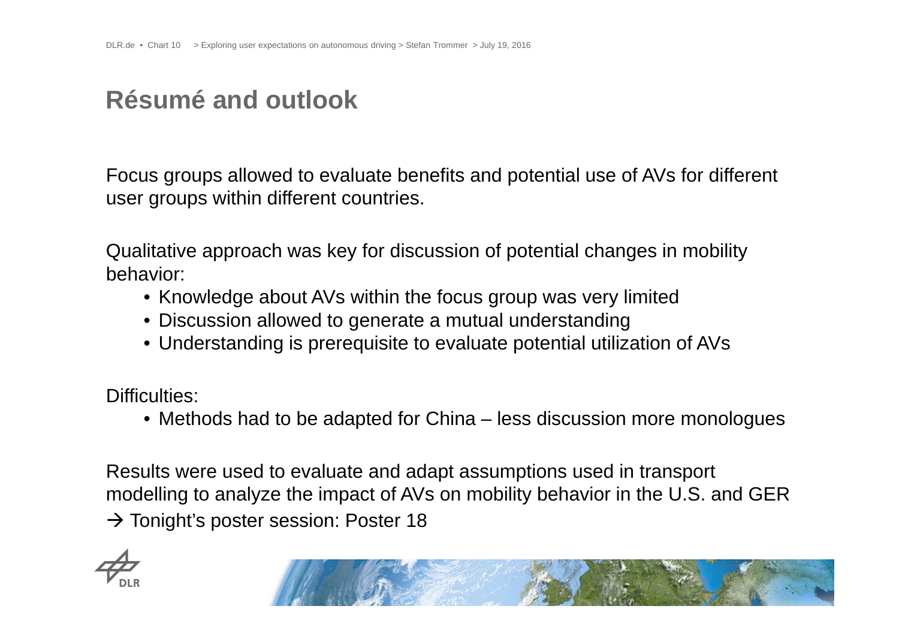# Résumé and outlook

Focus groups allowed to evaluate benefits and potential use of AVs for different user groups within different countries.

Qualitative approach was key for discussion of potential changes in mobility behavior:

- Knowledge about AVs within the focus group was very limited
- Discussion allowed to generate a mutual understanding
- Understanding is prerequisite to evaluate potential utilization of AVs

Difficulties:

- Methods had to be adapted for China – less discussion more monologues

Results were used to evaluate and adapt assumptions used in transport modelling to analyze the impact of AVs on mobility behavior in the U.S. and GER

→ Tonight's poster session: Poster 18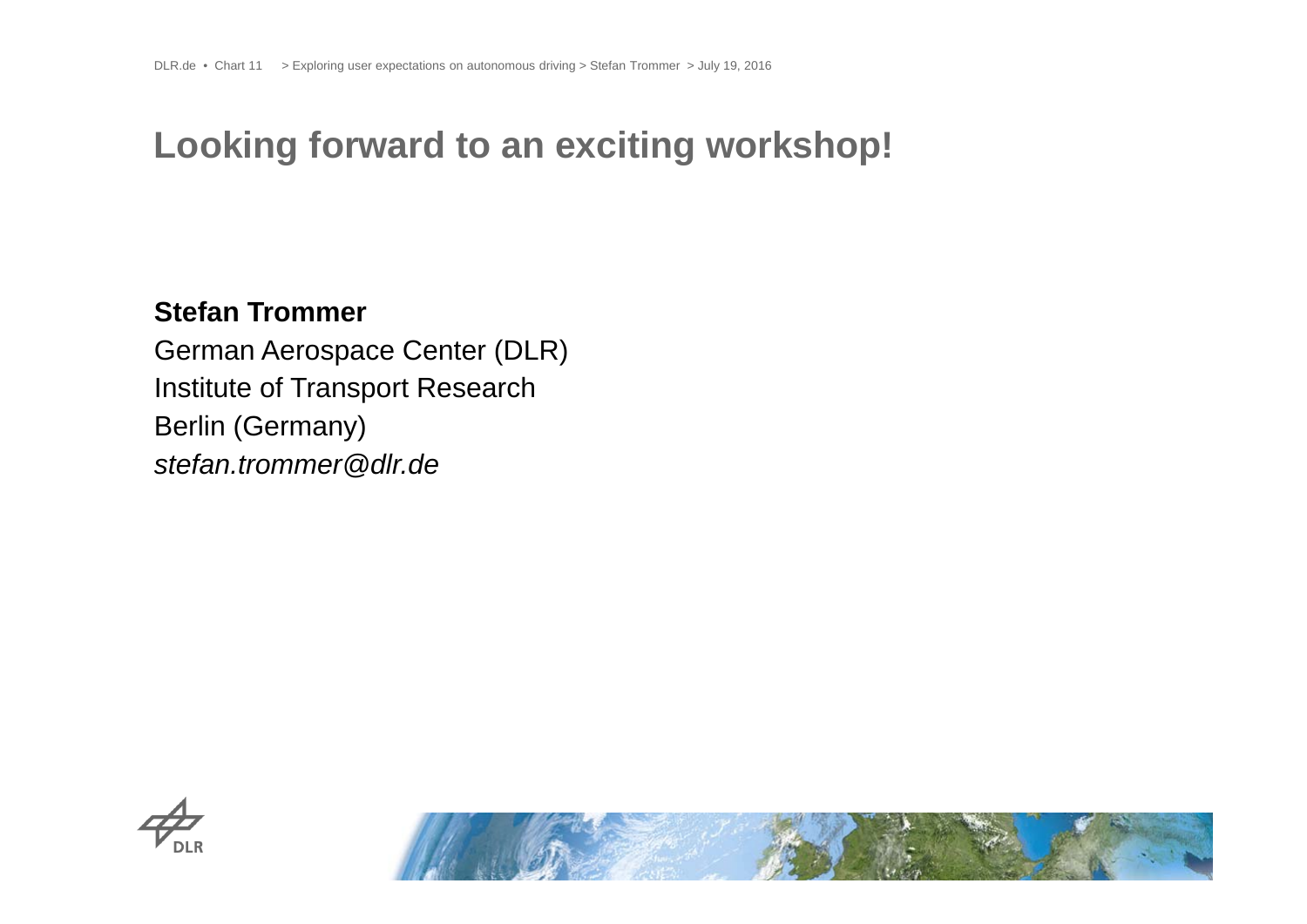# Looking forward to an exciting workshop!

**Stefan Trommer**
German Aerospace Center (DLR)
Institute of Transport Research
Berlin (Germany)
*stefan.trommer@dlr.de*